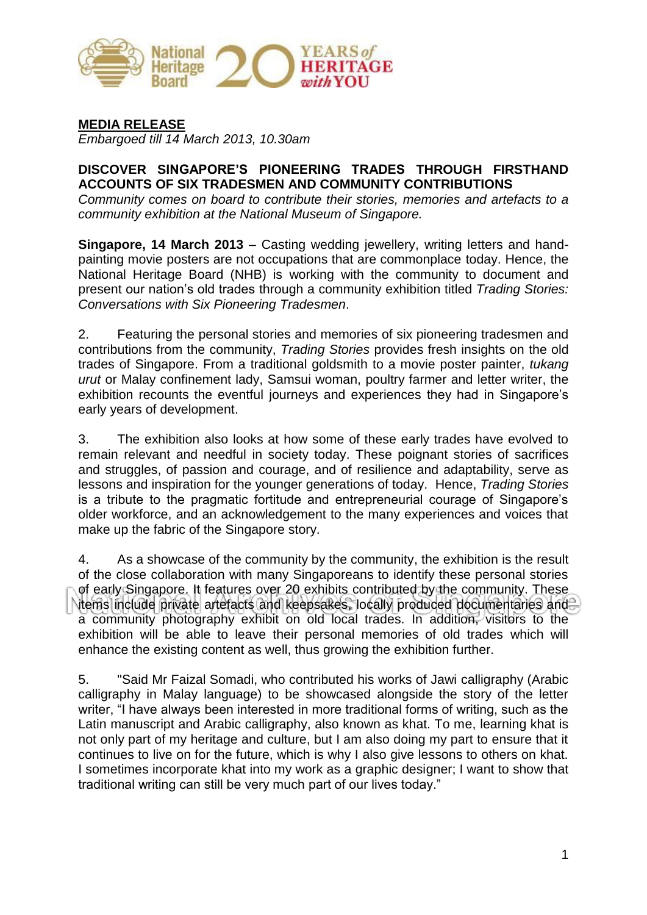**MEDIA RELEASE**

*Embargoed till 14 March 2013, 10.30am*

**DISCOVER SINGAPORE'S PIONEERING TRADES THROUGH FIRSTHAND ACCOUNTS OF SIX TRADESMEN AND COMMUNITY CONTRIBUTIONS**

*Community comes on board to contribute their stories, memories and artefacts to a community exhibition at the National Museum of Singapore.*

**Singapore, 14 March 2013** – Casting wedding jewellery, writing letters and hand-painting movie posters are not occupations that are commonplace today. Hence, the National Heritage Board (NHB) is working with the community to document and present our nation's old trades through a community exhibition titled *Trading Stories: Conversations with Six Pioneering Tradesmen*.

2. Featuring the personal stories and memories of six pioneering tradesmen and contributions from the community, *Trading Stories* provides fresh insights on the old trades of Singapore. From a traditional goldsmith to a movie poster painter, *tukang urut* or Malay confinement lady, Samsui woman, poultry farmer and letter writer, the exhibition recounts the eventful journeys and experiences they had in Singapore's early years of development.

3. The exhibition also looks at how some of these early trades have evolved to remain relevant and needful in society today. These poignant stories of sacrifices and struggles, of passion and courage, and of resilience and adaptability, serve as lessons and inspiration for the younger generations of today. Hence, *Trading Stories* is a tribute to the pragmatic fortitude and entrepreneurial courage of Singapore's older workforce, and an acknowledgement to the many experiences and voices that make up the fabric of the Singapore story.

4. As a showcase of the community by the community, the exhibition is the result of the close collaboration with many Singaporeans to identify these personal stories of early Singapore. It features over 20 exhibits contributed by the community. These items include private artefacts and keepsakes, locally produced documentaries and a community photography exhibit on old local trades. In addition, visitors to the exhibition will be able to leave their personal memories of old trades which will enhance the existing content as well, thus growing the exhibition further.

5. "Said Mr Faizal Somadi, who contributed his works of Jawi calligraphy (Arabic calligraphy in Malay language) to be showcased alongside the story of the letter writer, "I have always been interested in more traditional forms of writing, such as the Latin manuscript and Arabic calligraphy, also known as khat. To me, learning khat is not only part of my heritage and culture, but I am also doing my part to ensure that it continues to live on for the future, which is why I also give lessons to others on khat. I sometimes incorporate khat into my work as a graphic designer; I want to show that traditional writing can still be very much part of our lives today."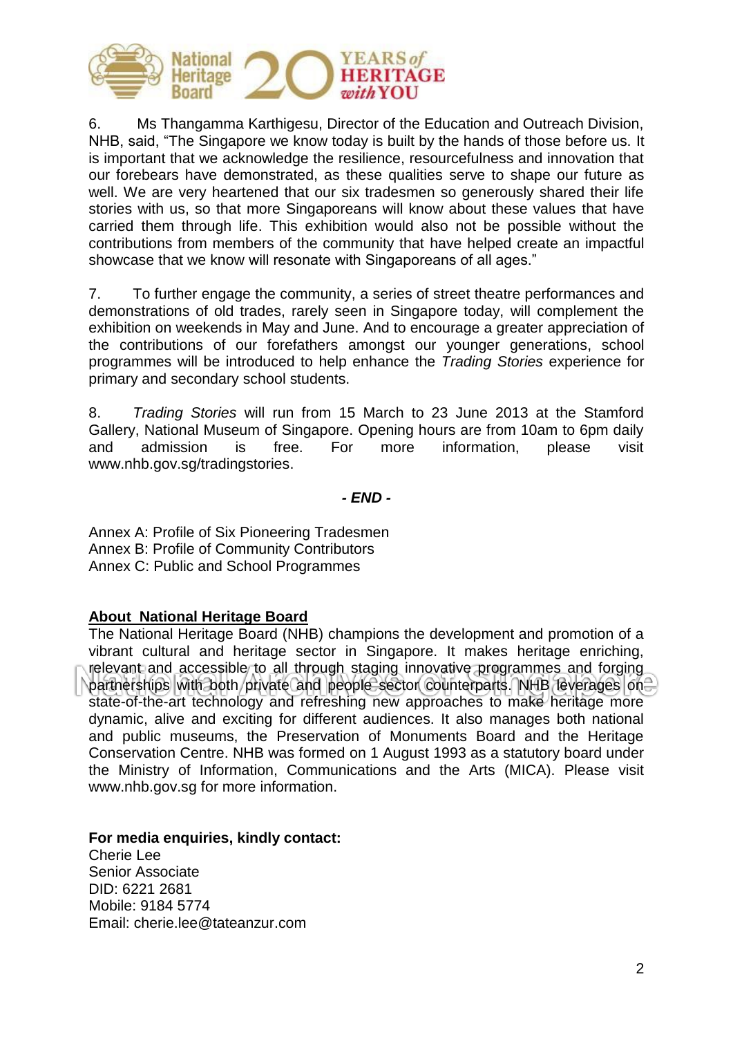6. Ms Thangamma Karthigesu, Director of the Education and Outreach Division, NHB, said, "The Singapore we know today is built by the hands of those before us. It is important that we acknowledge the resilience, resourcefulness and innovation that our forebears have demonstrated, as these qualities serve to shape our future as well. We are very heartened that our six tradesmen so generously shared their life stories with us, so that more Singaporeans will know about these values that have carried them through life. This exhibition would also not be possible without the contributions from members of the community that have helped create an impactful showcase that we know will resonate with Singaporeans of all ages."

7. To further engage the community, a series of street theatre performances and demonstrations of old trades, rarely seen in Singapore today, will complement the exhibition on weekends in May and June. And to encourage a greater appreciation of the contributions of our forefathers amongst our younger generations, school programmes will be introduced to help enhance the *Trading Stories* experience for primary and secondary school students.

8. *Trading Stories* will run from 15 March to 23 June 2013 at the Stamford Gallery, National Museum of Singapore. Opening hours are from 10am to 6pm daily and admission is free. For more information, please visit www.nhb.gov.sg/tradingstories.

***- END -***

Annex A: Profile of Six Pioneering Tradesmen
Annex B: Profile of Community Contributors
Annex C: Public and School Programmes

**About National Heritage Board**

The National Heritage Board (NHB) champions the development and promotion of a vibrant cultural and heritage sector in Singapore. It makes heritage enriching, relevant and accessible to all through staging innovative programmes and forging partnerships with both private and people sector counterparts. NHB leverages on state-of-the-art technology and refreshing new approaches to make heritage more dynamic, alive and exciting for different audiences. It also manages both national and public museums, the Preservation of Monuments Board and the Heritage Conservation Centre. NHB was formed on 1 August 1993 as a statutory board under the Ministry of Information, Communications and the Arts (MICA). Please visit www.nhb.gov.sg for more information.

**For media enquiries, kindly contact:**
Cherie Lee
Senior Associate
DID: 6221 2681
Mobile: 9184 5774
Email: cherie.lee@tateanzur.com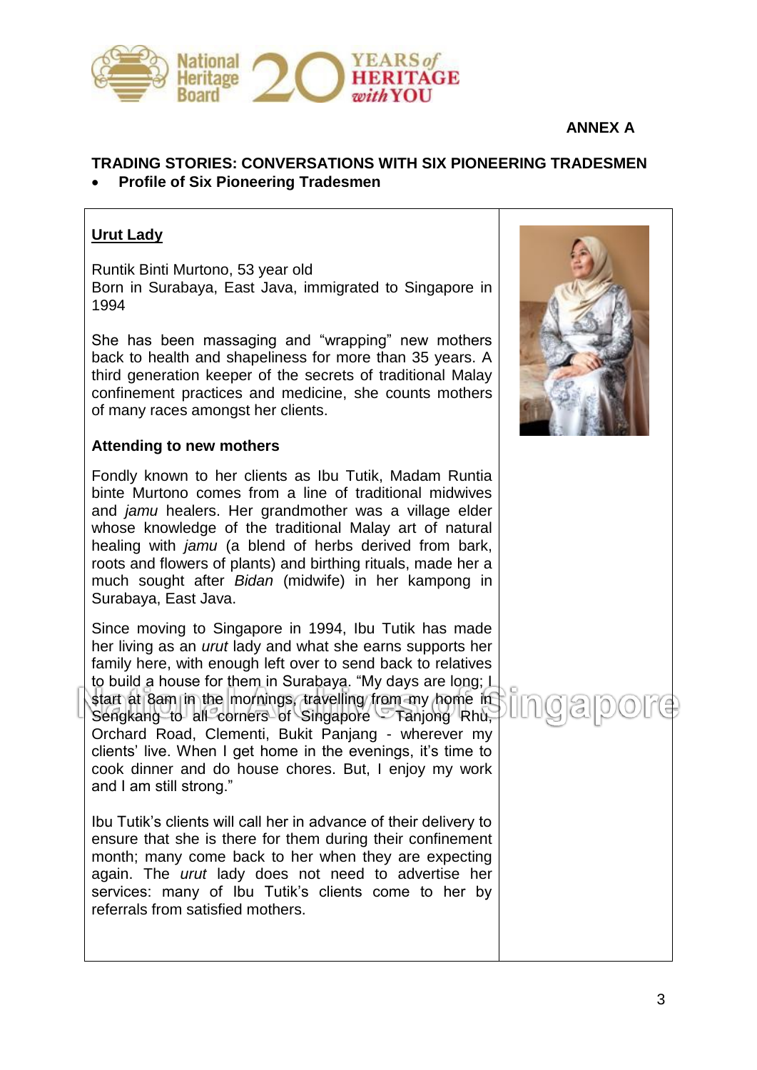ANNEX A

## TRADING STORIES: CONVERSATIONS WITH SIX PIONEERING TRADESMEN

- **Profile of Six Pioneering Tradesmen**

### Urut Lady

Runtik Binti Murtono, 53 year old
Born in Surabaya, East Java, immigrated to Singapore in 1994

She has been massaging and "wrapping" new mothers back to health and shapeliness for more than 35 years. A third generation keeper of the secrets of traditional Malay confinement practices and medicine, she counts mothers of many races amongst her clients.

**Attending to new mothers**

Fondly known to her clients as Ibu Tutik, Madam Runtia binte Murtono comes from a line of traditional midwives and *jamu* healers. Her grandmother was a village elder whose knowledge of the traditional Malay art of natural healing with *jamu* (a blend of herbs derived from bark, roots and flowers of plants) and birthing rituals, made her a much sought after *Bidan* (midwife) in her kampong in Surabaya, East Java.

Since moving to Singapore in 1994, Ibu Tutik has made her living as an *urut* lady and what she earns supports her family here, with enough left over to send back to relatives to build a house for them in Surabaya. "My days are long; I start at 8am in the mornings, travelling from my home in Sengkang to all corners of Singapore - Tanjong Rhu, Orchard Road, Clementi, Bukit Panjang - wherever my clients' live. When I get home in the evenings, it's time to cook dinner and do house chores. But, I enjoy my work and I am still strong."

Ibu Tutik's clients will call her in advance of their delivery to ensure that she is there for them during their confinement month; many come back to her when they are expecting again. The *urut* lady does not need to advertise her services: many of Ibu Tutik's clients come to her by referrals from satisfied mothers.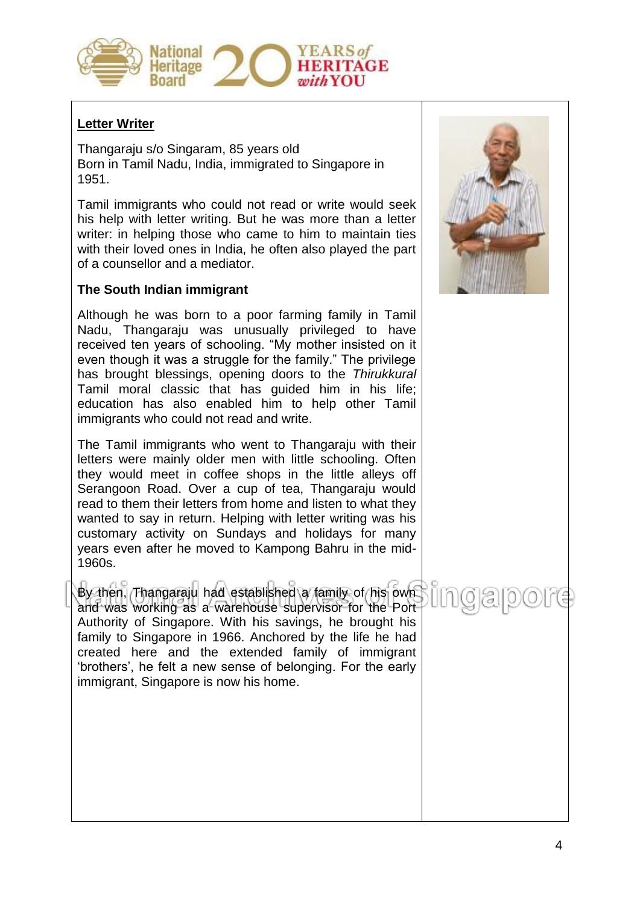## Letter Writer

Thangaraju s/o Singaram, 85 years old
Born in Tamil Nadu, India, immigrated to Singapore in 1951.

Tamil immigrants who could not read or write would seek his help with letter writing. But he was more than a letter writer: in helping those who came to him to maintain ties with their loved ones in India, he often also played the part of a counsellor and a mediator.

### The South Indian immigrant

Although he was born to a poor farming family in Tamil Nadu, Thangaraju was unusually privileged to have received ten years of schooling. "My mother insisted on it even though it was a struggle for the family." The privilege has brought blessings, opening doors to the *Thirukkural* Tamil moral classic that has guided him in his life; education has also enabled him to help other Tamil immigrants who could not read and write.

The Tamil immigrants who went to Thangaraju with their letters were mainly older men with little schooling. Often they would meet in coffee shops in the little alleys off Serangoon Road. Over a cup of tea, Thangaraju would read to them their letters from home and listen to what they wanted to say in return. Helping with letter writing was his customary activity on Sundays and holidays for many years even after he moved to Kampong Bahru in the mid-1960s.

By then, Thangaraju had established a family of his own and was working as a warehouse supervisor for the Port Authority of Singapore. With his savings, he brought his family to Singapore in 1966. Anchored by the life he had created here and the extended family of immigrant 'brothers', he felt a new sense of belonging. For the early immigrant, Singapore is now his home.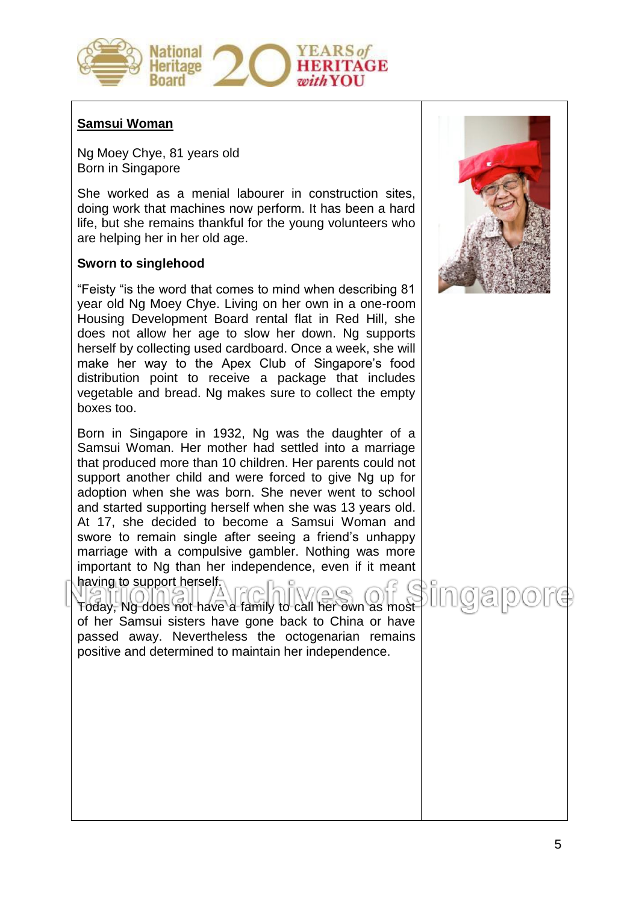## Samsui Woman

Ng Moey Chye, 81 years old
Born in Singapore

She worked as a menial labourer in construction sites, doing work that machines now perform. It has been a hard life, but she remains thankful for the young volunteers who are helping her in her old age.

**Sworn to singlehood**

"Feisty "is the word that comes to mind when describing 81 year old Ng Moey Chye. Living on her own in a one-room Housing Development Board rental flat in Red Hill, she does not allow her age to slow her down. Ng supports herself by collecting used cardboard. Once a week, she will make her way to the Apex Club of Singapore's food distribution point to receive a package that includes vegetable and bread. Ng makes sure to collect the empty boxes too.

Born in Singapore in 1932, Ng was the daughter of a Samsui Woman. Her mother had settled into a marriage that produced more than 10 children. Her parents could not support another child and were forced to give Ng up for adoption when she was born. She never went to school and started supporting herself when she was 13 years old. At 17, she decided to become a Samsui Woman and swore to remain single after seeing a friend's unhappy marriage with a compulsive gambler. Nothing was more important to Ng than her independence, even if it meant having to support herself.

Today, Ng does not have a family to call her own as most of her Samsui sisters have gone back to China or have passed away. Nevertheless the octogenarian remains positive and determined to maintain her independence.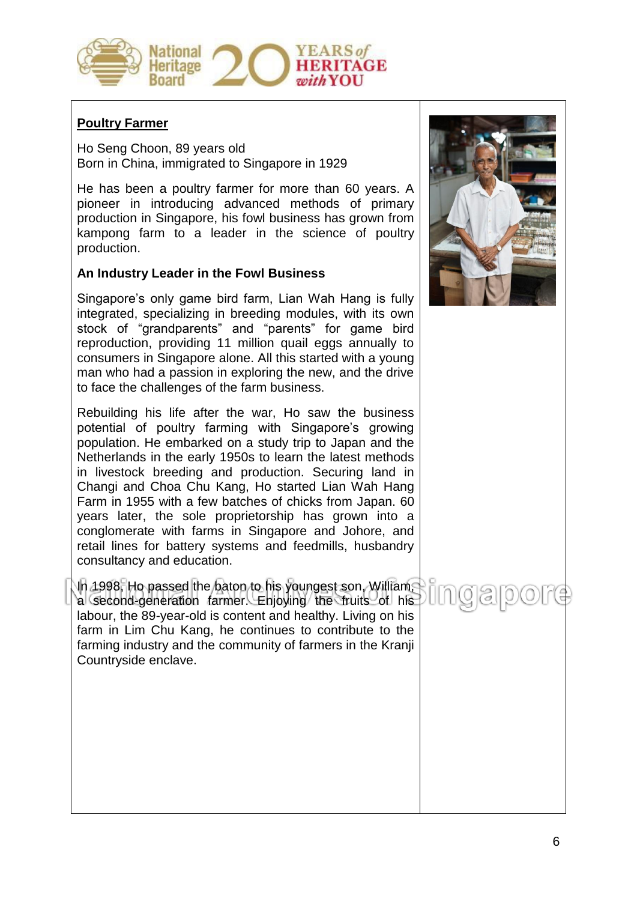**Poultry Farmer**

Ho Seng Choon, 89 years old
Born in China, immigrated to Singapore in 1929

He has been a poultry farmer for more than 60 years. A pioneer in introducing advanced methods of primary production in Singapore, his fowl business has grown from kampong farm to a leader in the science of poultry production.

**An Industry Leader in the Fowl Business**

Singapore's only game bird farm, Lian Wah Hang is fully integrated, specializing in breeding modules, with its own stock of "grandparents" and "parents" for game bird reproduction, providing 11 million quail eggs annually to consumers in Singapore alone. All this started with a young man who had a passion in exploring the new, and the drive to face the challenges of the farm business.

Rebuilding his life after the war, Ho saw the business potential of poultry farming with Singapore's growing population. He embarked on a study trip to Japan and the Netherlands in the early 1950s to learn the latest methods in livestock breeding and production. Securing land in Changi and Choa Chu Kang, Ho started Lian Wah Hang Farm in 1955 with a few batches of chicks from Japan. 60 years later, the sole proprietorship has grown into a conglomerate with farms in Singapore and Johore, and retail lines for battery systems and feedmills, husbandry consultancy and education.

In 1998, Ho passed the baton to his youngest son, William, a second-generation farmer. Enjoying the fruits of his labour, the 89-year-old is content and healthy. Living on his farm in Lim Chu Kang, he continues to contribute to the farming industry and the community of farmers in the Kranji Countryside enclave.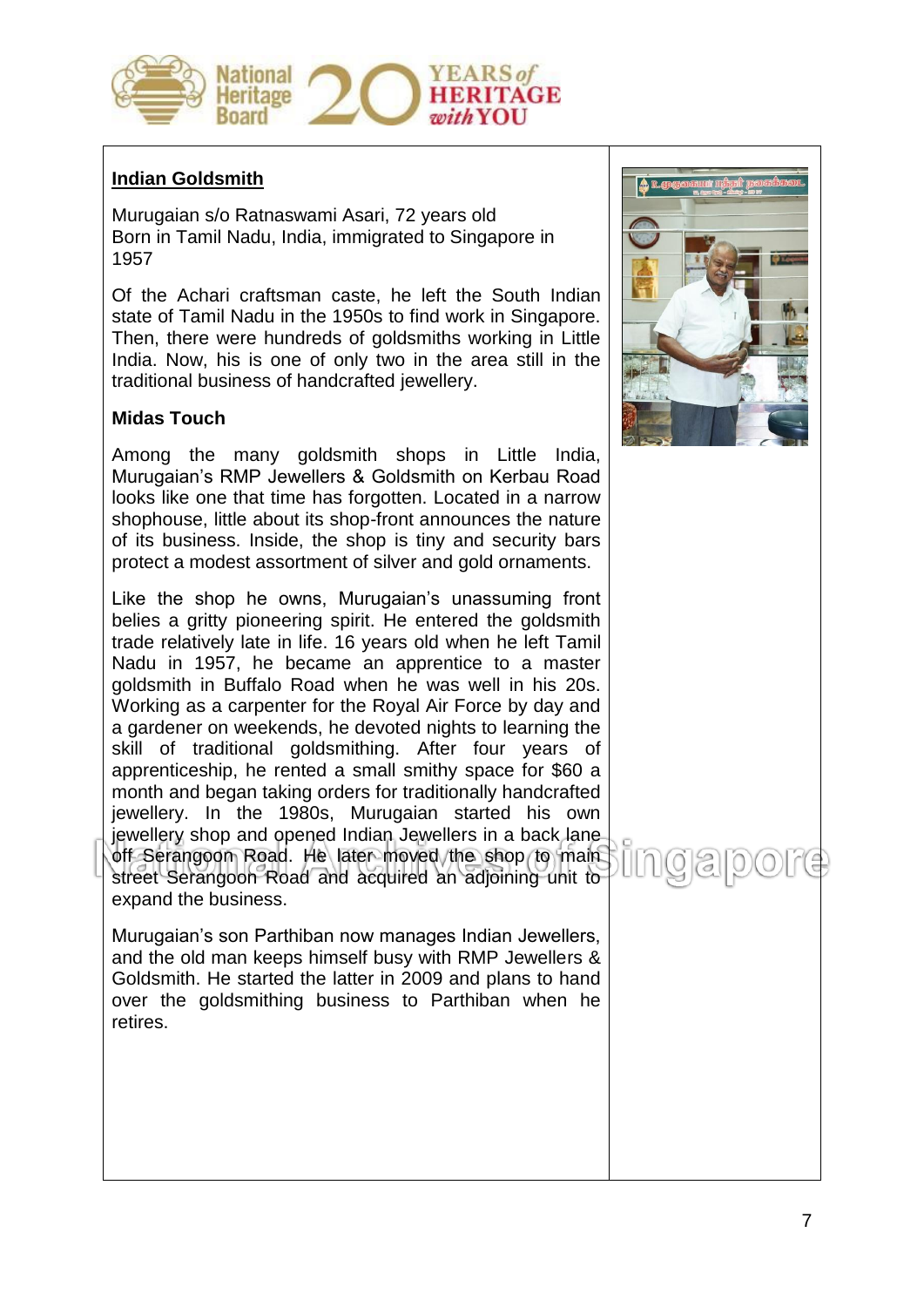## Indian Goldsmith

Murugaian s/o Ratnaswami Asari, 72 years old
Born in Tamil Nadu, India, immigrated to Singapore in 1957

Of the Achari craftsman caste, he left the South Indian state of Tamil Nadu in the 1950s to find work in Singapore. Then, there were hundreds of goldsmiths working in Little India. Now, his is one of only two in the area still in the traditional business of handcrafted jewellery.

### Midas Touch

Among the many goldsmith shops in Little India, Murugaian's RMP Jewellers & Goldsmith on Kerbau Road looks like one that time has forgotten. Located in a narrow shophouse, little about its shop-front announces the nature of its business. Inside, the shop is tiny and security bars protect a modest assortment of silver and gold ornaments.

Like the shop he owns, Murugaian's unassuming front belies a gritty pioneering spirit. He entered the goldsmith trade relatively late in life. 16 years old when he left Tamil Nadu in 1957, he became an apprentice to a master goldsmith in Buffalo Road when he was well in his 20s. Working as a carpenter for the Royal Air Force by day and a gardener on weekends, he devoted nights to learning the skill of traditional goldsmithing. After four years of apprenticeship, he rented a small smithy space for $60 a month and began taking orders for traditionally handcrafted jewellery. In the 1980s, Murugaian started his own jewellery shop and opened Indian Jewellers in a back lane off Serangoon Road. He later moved the shop to main street Serangoon Road and acquired an adjoining unit to expand the business.

Murugaian's son Parthiban now manages Indian Jewellers, and the old man keeps himself busy with RMP Jewellers & Goldsmith. He started the latter in 2009 and plans to hand over the goldsmithing business to Parthiban when he retires.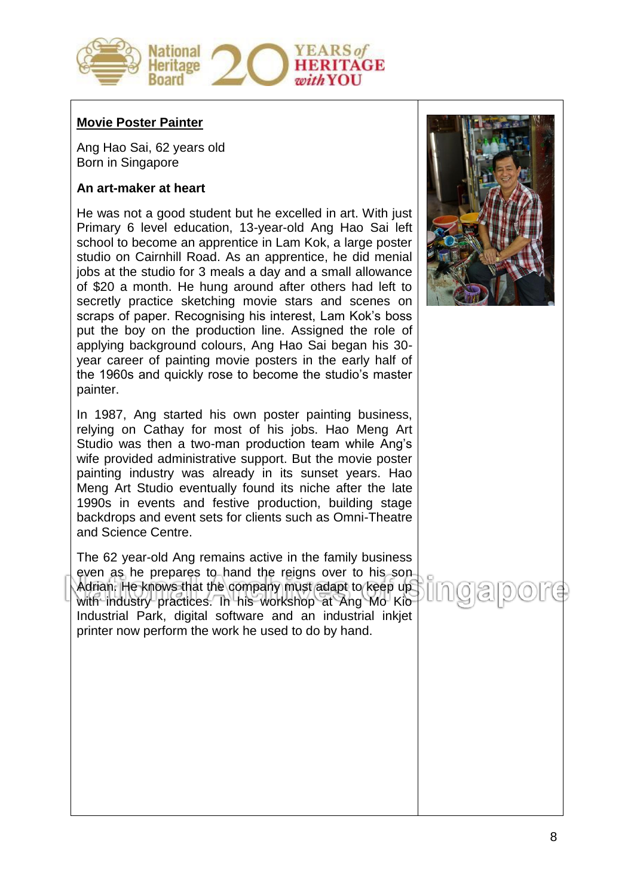## Movie Poster Painter

Ang Hao Sai, 62 years old
Born in Singapore

### An art-maker at heart

He was not a good student but he excelled in art. With just Primary 6 level education, 13-year-old Ang Hao Sai left school to become an apprentice in Lam Kok, a large poster studio on Cairnhill Road. As an apprentice, he did menial jobs at the studio for 3 meals a day and a small allowance of $20 a month. He hung around after others had left to secretly practice sketching movie stars and scenes on scraps of paper. Recognising his interest, Lam Kok's boss put the boy on the production line. Assigned the role of applying background colours, Ang Hao Sai began his 30-year career of painting movie posters in the early half of the 1960s and quickly rose to become the studio's master painter.

In 1987, Ang started his own poster painting business, relying on Cathay for most of his jobs. Hao Meng Art Studio was then a two-man production team while Ang's wife provided administrative support. But the movie poster painting industry was already in its sunset years. Hao Meng Art Studio eventually found its niche after the late 1990s in events and festive production, building stage backdrops and event sets for clients such as Omni-Theatre and Science Centre.

The 62 year-old Ang remains active in the family business even as he prepares to hand the reigns over to his son Adrian. He knows that the company must adapt to keep up with industry practices. In his workshop at Ang Mo Kio Industrial Park, digital software and an industrial inkjet printer now perform the work he used to do by hand.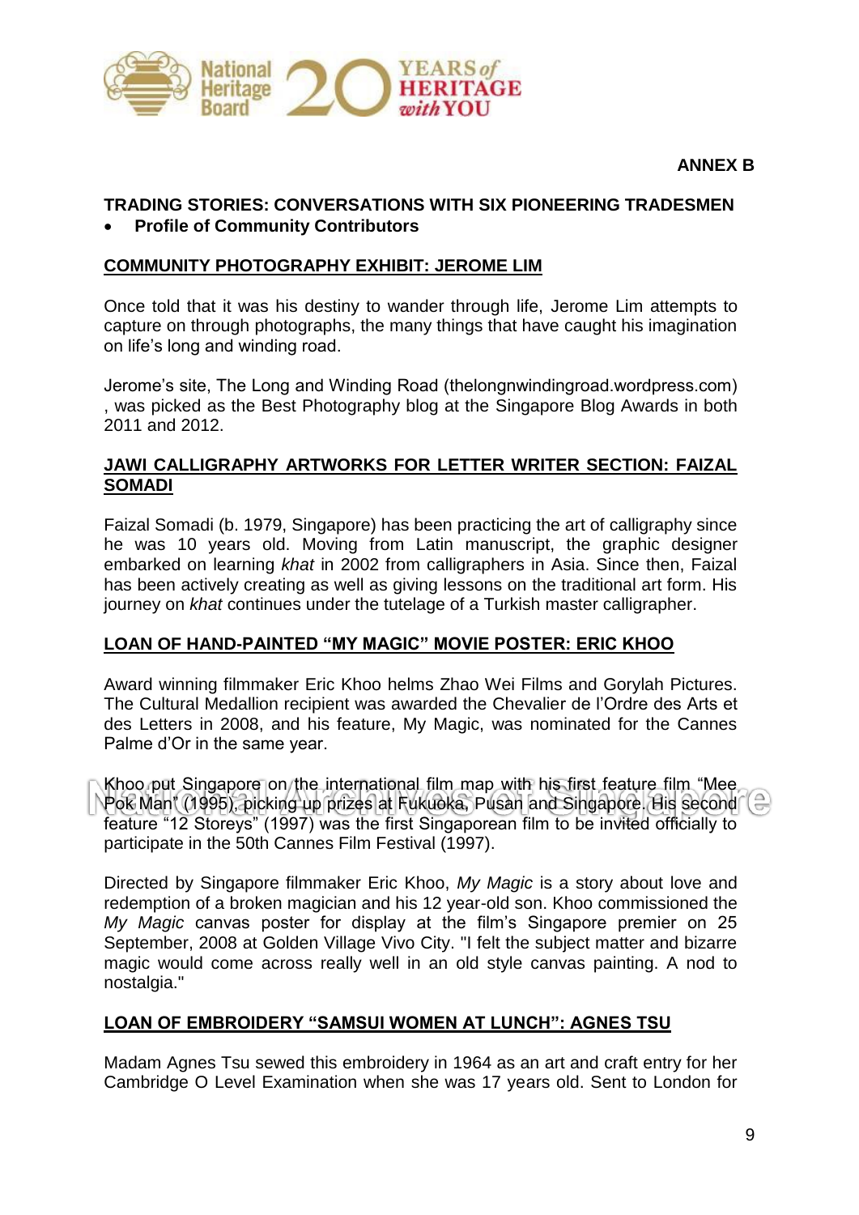**ANNEX B**

**TRADING STORIES: CONVERSATIONS WITH SIX PIONEERING TRADESMEN**

- **Profile of Community Contributors**

## COMMUNITY PHOTOGRAPHY EXHIBIT: JEROME LIM

Once told that it was his destiny to wander through life, Jerome Lim attempts to capture on through photographs, the many things that have caught his imagination on life's long and winding road.

Jerome's site, The Long and Winding Road (thelongnwindingroad.wordpress.com) , was picked as the Best Photography blog at the Singapore Blog Awards in both 2011 and 2012.

## JAWI CALLIGRAPHY ARTWORKS FOR LETTER WRITER SECTION: FAIZAL SOMADI

Faizal Somadi (b. 1979, Singapore) has been practicing the art of calligraphy since he was 10 years old. Moving from Latin manuscript, the graphic designer embarked on learning *khat* in 2002 from calligraphers in Asia. Since then, Faizal has been actively creating as well as giving lessons on the traditional art form. His journey on *khat* continues under the tutelage of a Turkish master calligrapher.

## LOAN OF HAND-PAINTED "MY MAGIC" MOVIE POSTER: ERIC KHOO

Award winning filmmaker Eric Khoo helms Zhao Wei Films and Gorylah Pictures. The Cultural Medallion recipient was awarded the Chevalier de l'Ordre des Arts et des Letters in 2008, and his feature, My Magic, was nominated for the Cannes Palme d'Or in the same year.

Khoo put Singapore on the international film map with his first feature film "Mee Pok Man" (1995), picking up prizes at Fukuoka, Pusan and Singapore. His second feature "12 Storeys" (1997) was the first Singaporean film to be invited officially to participate in the 50th Cannes Film Festival (1997).

Directed by Singapore filmmaker Eric Khoo, *My Magic* is a story about love and redemption of a broken magician and his 12 year-old son. Khoo commissioned the *My Magic* canvas poster for display at the film's Singapore premier on 25 September, 2008 at Golden Village Vivo City. "I felt the subject matter and bizarre magic would come across really well in an old style canvas painting. A nod to nostalgia."

## LOAN OF EMBROIDERY "SAMSUI WOMEN AT LUNCH": AGNES TSU

Madam Agnes Tsu sewed this embroidery in 1964 as an art and craft entry for her Cambridge O Level Examination when she was 17 years old. Sent to London for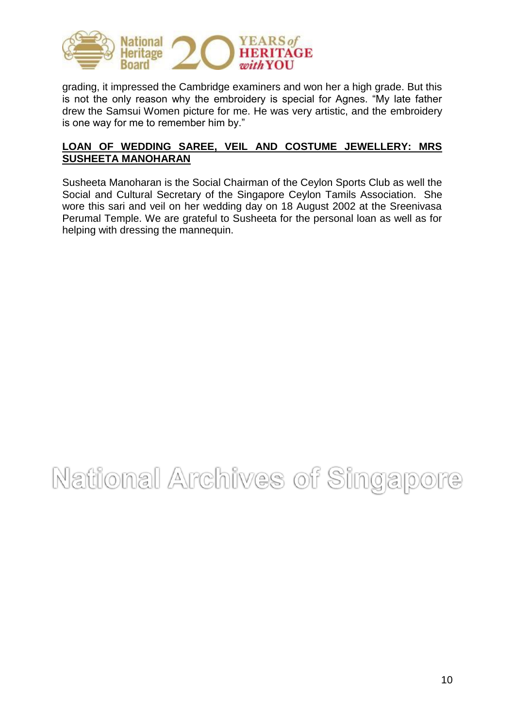grading, it impressed the Cambridge examiners and won her a high grade. But this is not the only reason why the embroidery is special for Agnes. "My late father drew the Samsui Women picture for me. He was very artistic, and the embroidery is one way for me to remember him by."

**LOAN OF WEDDING SAREE, VEIL AND COSTUME JEWELLERY: MRS SUSHEETA MANOHARAN**

Susheeta Manoharan is the Social Chairman of the Ceylon Sports Club as well the Social and Cultural Secretary of the Singapore Ceylon Tamils Association. She wore this sari and veil on her wedding day on 18 August 2002 at the Sreenivasa Perumal Temple. We are grateful to Susheeta for the personal loan as well as for helping with dressing the mannequin.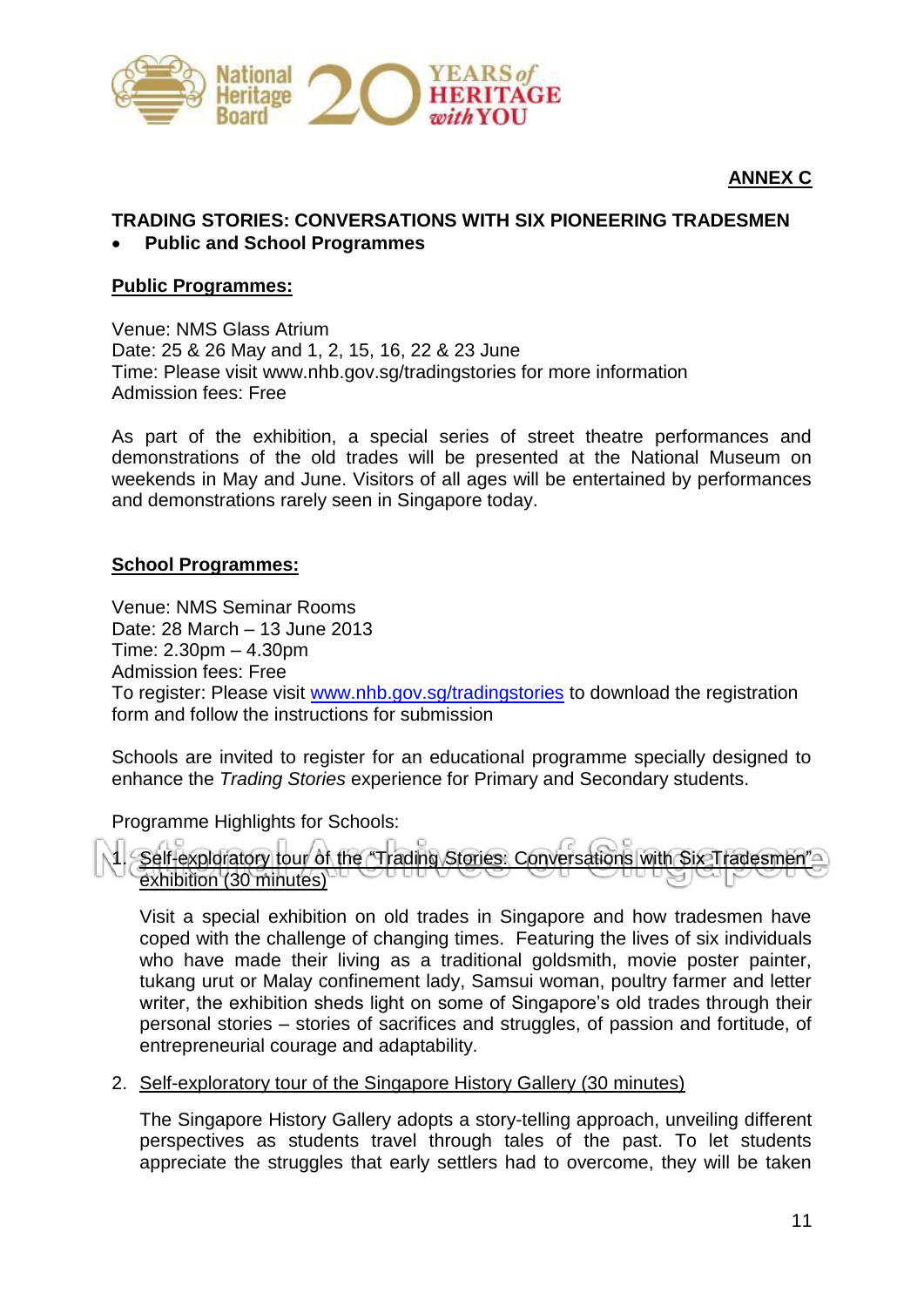**ANNEX C**

**TRADING STORIES: CONVERSATIONS WITH SIX PIONEERING TRADESMEN**

- **Public and School Programmes**

**Public Programmes:**

Venue: NMS Glass Atrium
Date: 25 & 26 May and 1, 2, 15, 16, 22 & 23 June
Time: Please visit www.nhb.gov.sg/tradingstories for more information
Admission fees: Free

As part of the exhibition, a special series of street theatre performances and demonstrations of the old trades will be presented at the National Museum on weekends in May and June. Visitors of all ages will be entertained by performances and demonstrations rarely seen in Singapore today.

**School Programmes:**

Venue: NMS Seminar Rooms
Date: 28 March – 13 June 2013
Time: 2.30pm – 4.30pm
Admission fees: Free
To register: Please visit www.nhb.gov.sg/tradingstories to download the registration form and follow the instructions for submission

Schools are invited to register for an educational programme specially designed to enhance the *Trading Stories* experience for Primary and Secondary students.

Programme Highlights for Schools:

1. Self-explorator­y tour of the "Trading Stories: Conversations with Six Tradesmen" exhibition (30 minutes)

   Visit a special exhibition on old trades in Singapore and how tradesmen have coped with the challenge of changing times. Featuring the lives of six individuals who have made their living as a traditional goldsmith, movie poster painter, tukang urut or Malay confinement lady, Samsui woman, poultry farmer and letter writer, the exhibition sheds light on some of Singapore's old trades through their personal stories – stories of sacrifices and struggles, of passion and fortitude, of entrepreneurial courage and adaptability.

2. Self-exploratory tour of the Singapore History Gallery (30 minutes)

   The Singapore History Gallery adopts a story-telling approach, unveiling different perspectives as students travel through tales of the past. To let students appreciate the struggles that early settlers had to overcome, they will be taken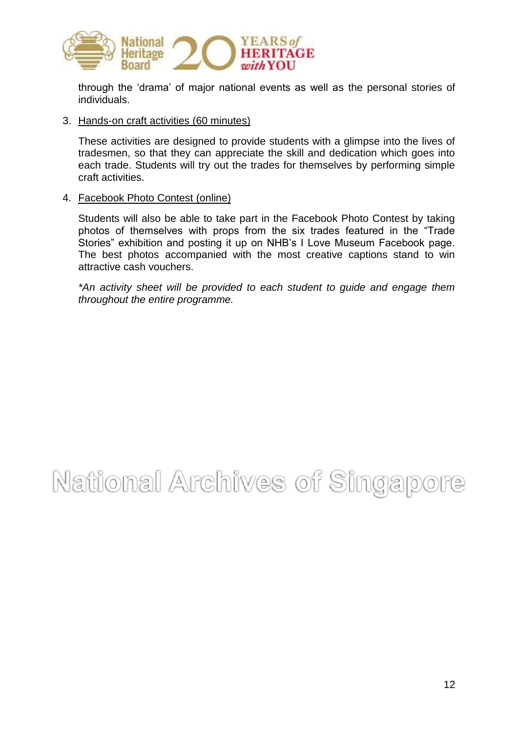through the ‘drama’ of major national events as well as the personal stories of individuals.

3. Hands-on craft activities (60 minutes)

   These activities are designed to provide students with a glimpse into the lives of tradesmen, so that they can appreciate the skill and dedication which goes into each trade. Students will try out the trades for themselves by performing simple craft activities.

4. Facebook Photo Contest (online)

   Students will also be able to take part in the Facebook Photo Contest by taking photos of themselves with props from the six trades featured in the “Trade Stories” exhibition and posting it up on NHB’s I Love Museum Facebook page. The best photos accompanied with the most creative captions stand to win attractive cash vouchers.

   *\*An activity sheet will be provided to each student to guide and engage them throughout the entire programme.*